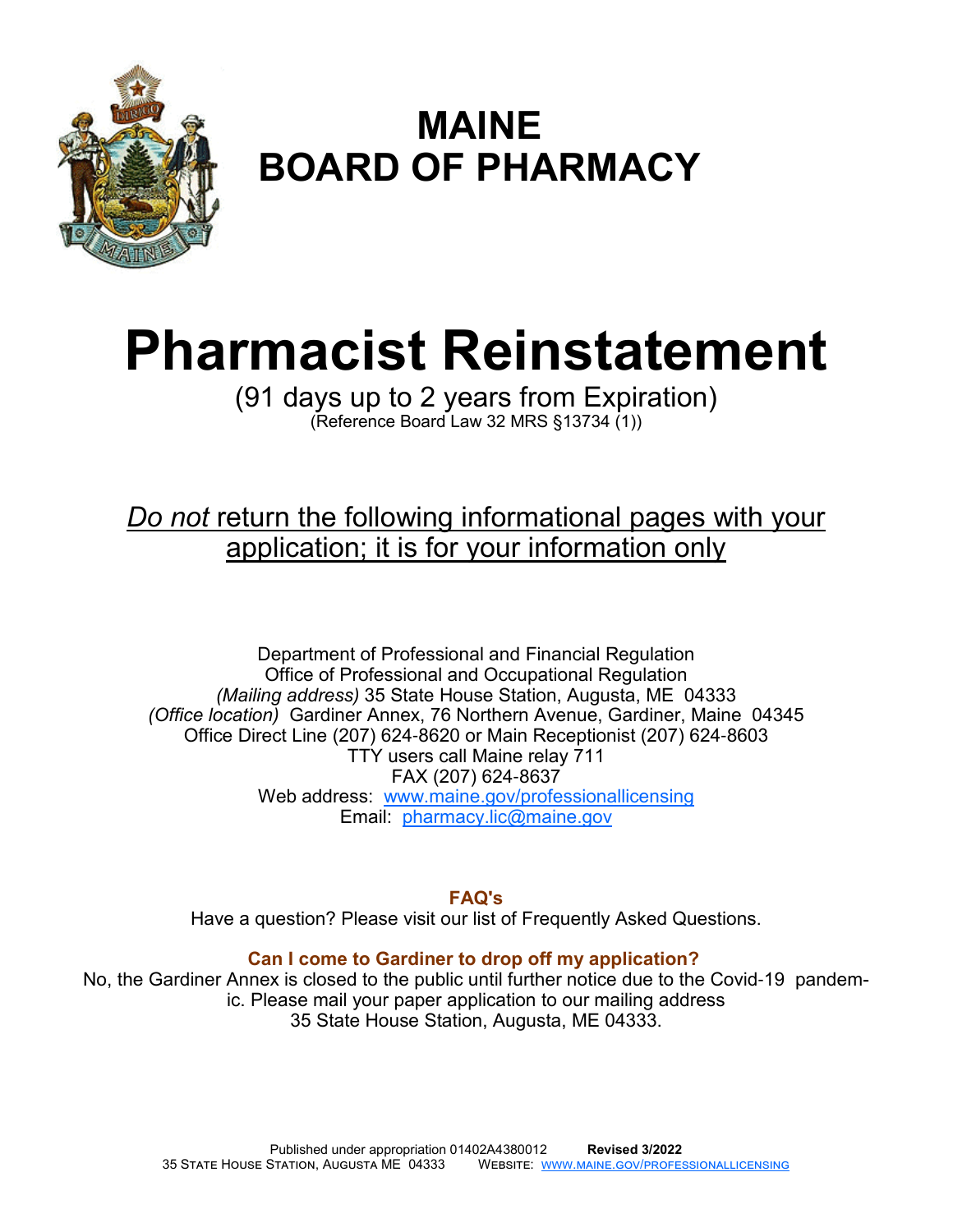# MAINE BOARD OF PHARMACY

# Pharmacist Reinstatement

(91 days up to 2 years from Expiration)

(Reference Board Law 32 MRS §13734 (1))

*Do not* return the following informational pages with your application; it is for your information only

Department of Professional and Financial Regulation
Office of Professional and Occupational Regulation
*(Mailing address)* 35 State House Station, Augusta, ME 04333
*(Office location)* Gardiner Annex, 76 Northern Avenue, Gardiner, Maine 04345
Office Direct Line (207) 624-8620 or Main Receptionist (207) 624-8603
TTY users call Maine relay 711
FAX (207) 624-8637
Web address: www.maine.gov/professionallicensing
Email: pharmacy.lic@maine.gov

**FAQ's**

Have a question? Please visit our list of Frequently Asked Questions.

**Can I come to Gardiner to drop off my application?**

No, the Gardiner Annex is closed to the public until further notice due to the Covid-19 pandemic. Please mail your paper application to our mailing address 35 State House Station, Augusta, ME 04333.

Published under appropriation 01402A4380012 **Revised 3/2022**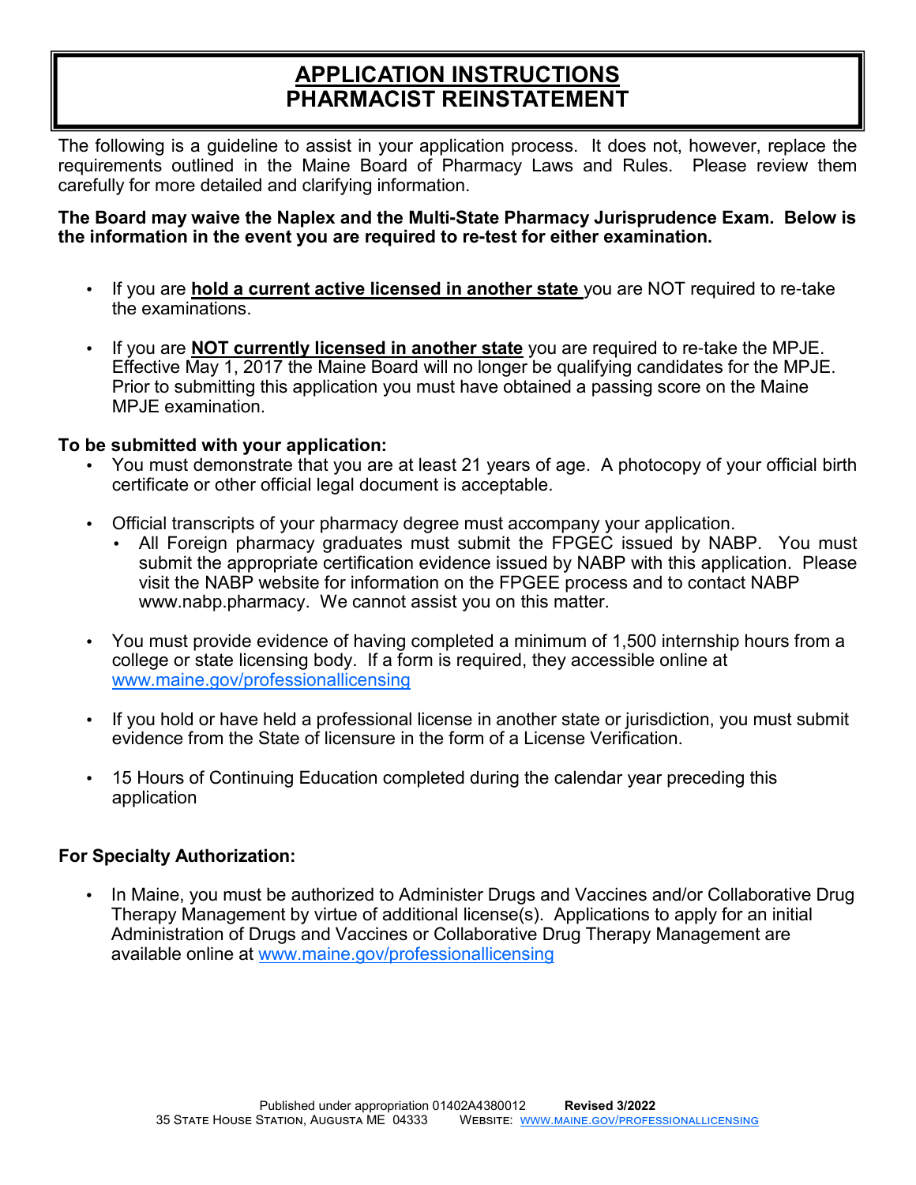# APPLICATION INSTRUCTIONS
# PHARMACIST REINSTATEMENT

The following is a guideline to assist in your application process. It does not, however, replace the requirements outlined in the Maine Board of Pharmacy Laws and Rules. Please review them carefully for more detailed and clarifying information.

**The Board may waive the Naplex and the Multi-State Pharmacy Jurisprudence Exam. Below is the information in the event you are required to re-test for either examination.**

- If you are **hold a current active licensed in another state** you are NOT required to re-take the examinations.
- If you are **NOT currently licensed in another state** you are required to re-take the MPJE. Effective May 1, 2017 the Maine Board will no longer be qualifying candidates for the MPJE. Prior to submitting this application you must have obtained a passing score on the Maine MPJE examination.

**To be submitted with your application:**

- You must demonstrate that you are at least 21 years of age. A photocopy of your official birth certificate or other official legal document is acceptable.
- Official transcripts of your pharmacy degree must accompany your application.
  - All Foreign pharmacy graduates must submit the FPGEC issued by NABP. You must submit the appropriate certification evidence issued by NABP with this application. Please visit the NABP website for information on the FPGEE process and to contact NABP www.nabp.pharmacy. We cannot assist you on this matter.
- You must provide evidence of having completed a minimum of 1,500 internship hours from a college or state licensing body. If a form is required, they accessible online at www.maine.gov/professionallicensing
- If you hold or have held a professional license in another state or jurisdiction, you must submit evidence from the State of licensure in the form of a License Verification.
- 15 Hours of Continuing Education completed during the calendar year preceding this application

**For Specialty Authorization:**

- In Maine, you must be authorized to Administer Drugs and Vaccines and/or Collaborative Drug Therapy Management by virtue of additional license(s). Applications to apply for an initial Administration of Drugs and Vaccines or Collaborative Drug Therapy Management are available online at www.maine.gov/professionallicensing

Published under appropriation 01402A4380012 **Revised 3/2022**
35 State House Station, Augusta ME 04333 Website: www.maine.gov/professionallicensing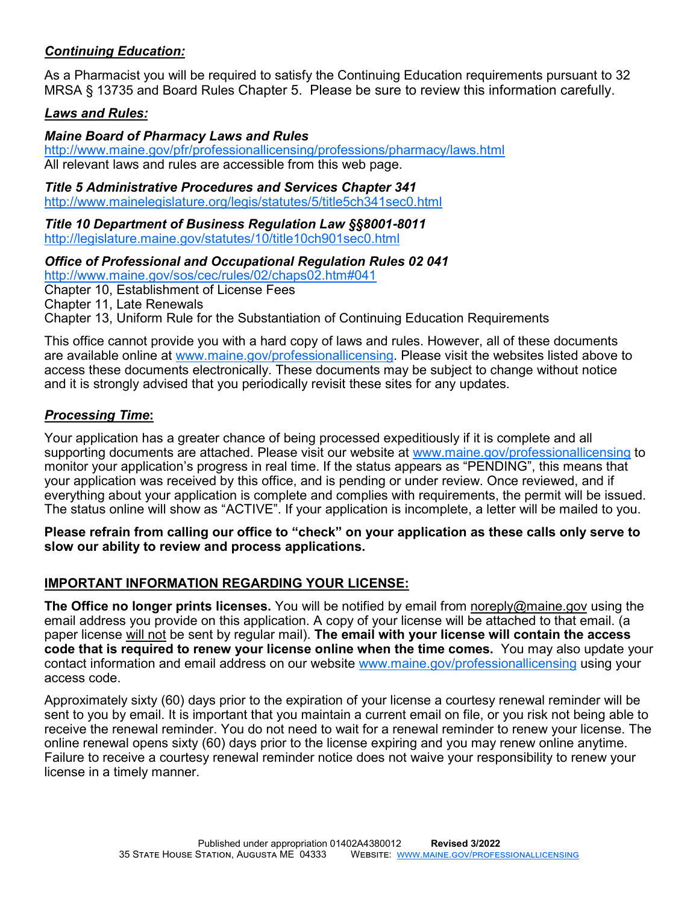### ***Continuing Education:***

As a Pharmacist you will be required to satisfy the Continuing Education requirements pursuant to 32 MRSA § 13735 and Board Rules Chapter 5. Please be sure to review this information carefully.

### ***Laws and Rules:***

***Maine Board of Pharmacy Laws and Rules***
http://www.maine.gov/pfr/professionallicensing/professions/pharmacy/laws.html
All relevant laws and rules are accessible from this web page.

***Title 5 Administrative Procedures and Services Chapter 341***
http://www.mainelegislature.org/legis/statutes/5/title5ch341sec0.html

***Title 10 Department of Business Regulation Law §§8001-8011***
http://legislature.maine.gov/statutes/10/title10ch901sec0.html

***Office of Professional and Occupational Regulation Rules 02 041***
http://www.maine.gov/sos/cec/rules/02/chaps02.htm#041
Chapter 10, Establishment of License Fees
Chapter 11, Late Renewals
Chapter 13, Uniform Rule for the Substantiation of Continuing Education Requirements

This office cannot provide you with a hard copy of laws and rules. However, all of these documents are available online at www.maine.gov/professionallicensing. Please visit the websites listed above to access these documents electronically. These documents may be subject to change without notice and it is strongly advised that you periodically revisit these sites for any updates.

### ***Processing Time*:**

Your application has a greater chance of being processed expeditiously if it is complete and all supporting documents are attached. Please visit our website at www.maine.gov/professionallicensing to monitor your application's progress in real time. If the status appears as "PENDING", this means that your application was received by this office, and is pending or under review. Once reviewed, and if everything about your application is complete and complies with requirements, the permit will be issued. The status online will show as "ACTIVE". If your application is incomplete, a letter will be mailed to you.

**Please refrain from calling our office to "check" on your application as these calls only serve to slow our ability to review and process applications.**

### **IMPORTANT INFORMATION REGARDING YOUR LICENSE:**

**The Office no longer prints licenses.** You will be notified by email from noreply@maine.gov using the email address you provide on this application. A copy of your license will be attached to that email. (a paper license will not be sent by regular mail). **The email with your license will contain the access code that is required to renew your license online when the time comes.** You may also update your contact information and email address on our website www.maine.gov/professionallicensing using your access code.

Approximately sixty (60) days prior to the expiration of your license a courtesy renewal reminder will be sent to you by email. It is important that you maintain a current email on file, or you risk not being able to receive the renewal reminder. You do not need to wait for a renewal reminder to renew your license. The online renewal opens sixty (60) days prior to the license expiring and you may renew online anytime. Failure to receive a courtesy renewal reminder notice does not waive your responsibility to renew your license in a timely manner.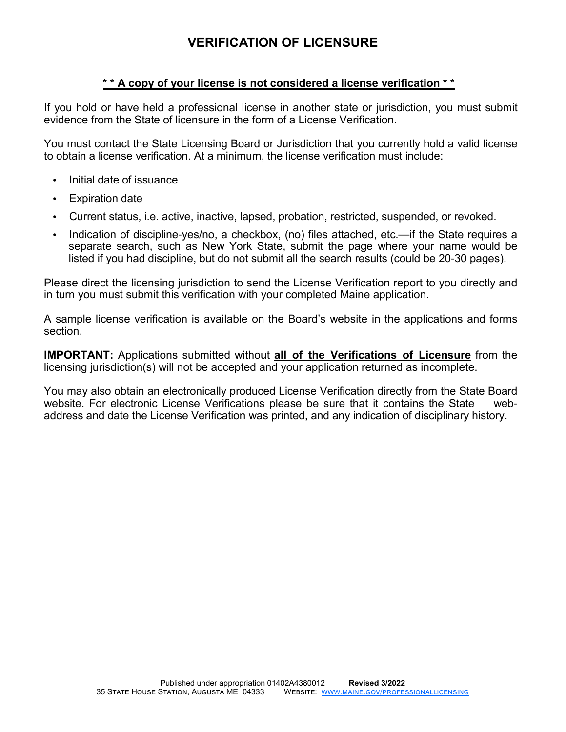# VERIFICATION OF LICENSURE

**\* \* A copy of your license is not considered a license verification \* \***

If you hold or have held a professional license in another state or jurisdiction, you must submit evidence from the State of licensure in the form of a License Verification.

You must contact the State Licensing Board or Jurisdiction that you currently hold a valid license to obtain a license verification. At a minimum, the license verification must include:

- Initial date of issuance
- Expiration date
- Current status, i.e. active, inactive, lapsed, probation, restricted, suspended, or revoked.
- Indication of discipline-yes/no, a checkbox, (no) files attached, etc.—if the State requires a separate search, such as New York State, submit the page where your name would be listed if you had discipline, but do not submit all the search results (could be 20-30 pages).

Please direct the licensing jurisdiction to send the License Verification report to you directly and in turn you must submit this verification with your completed Maine application.

A sample license verification is available on the Board's website in the applications and forms section.

**IMPORTANT:** Applications submitted without **all of the Verifications of Licensure** from the licensing jurisdiction(s) will not be accepted and your application returned as incomplete.

You may also obtain an electronically produced License Verification directly from the State Board website. For electronic License Verifications please be sure that it contains the State web-address and date the License Verification was printed, and any indication of disciplinary history.

Published under appropriation 01402A4380012 **Revised 3/2022**
35 State House Station, Augusta ME 04333 Website: www.maine.gov/professionallicensing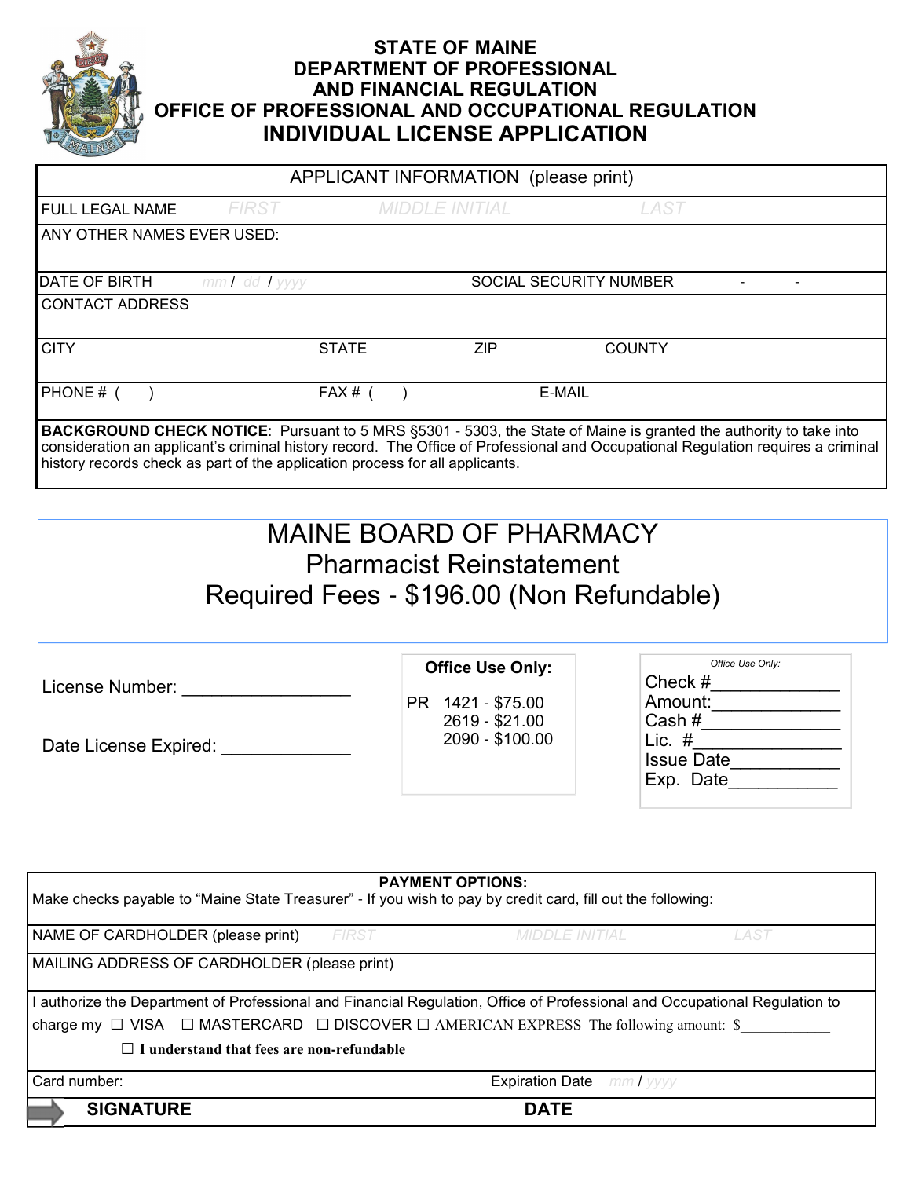# STATE OF MAINE
## DEPARTMENT OF PROFESSIONAL AND FINANCIAL REGULATION
## OFFICE OF PROFESSIONAL AND OCCUPATIONAL REGULATION
## INDIVIDUAL LICENSE APPLICATION

| APPLICANT INFORMATION (please print) | | | |
|---|---|---|---|
| FULL LEGAL NAME FIRST | MIDDLE INITIAL | LAST | |
| ANY OTHER NAMES EVER USED: | | | |
| DATE OF BIRTH mm / dd / yyyy | | SOCIAL SECURITY NUMBER - - | |
| CONTACT ADDRESS | | | |
| CITY | STATE | ZIP | COUNTY |
| PHONE # ( ) | FAX # ( ) | E-MAIL | |

**BACKGROUND CHECK NOTICE**: Pursuant to 5 MRS §5301 - 5303, the State of Maine is granted the authority to take into consideration an applicant's criminal history record. The Office of Professional and Occupational Regulation requires a criminal history records check as part of the application process for all applicants.

# MAINE BOARD OF PHARMACY
## Pharmacist Reinstatement
## Required Fees - $196.00 (Non Refundable)

License Number: _________________

Date License Expired: _____________

**Office Use Only:**

PR 1421 - $75.00
2619 - $21.00
2090 - $100.00

*Office Use Only:*

Check #_____________
Amount:_____________
Cash #_____________
Lic. #_______________
Issue Date___________
Exp. Date___________

**PAYMENT OPTIONS:**

Make checks payable to "Maine State Treasurer" - If you wish to pay by credit card, fill out the following:

NAME OF CARDHOLDER (please print) FIRST MIDDLE INITIAL LAST

MAILING ADDRESS OF CARDHOLDER (please print)

I authorize the Department of Professional and Financial Regulation, Office of Professional and Occupational Regulation to charge my ☐ VISA ☐ MASTERCARD ☐ DISCOVER ☐ AMERICAN EXPRESS The following amount: $____________

☐ **I understand that fees are non-refundable**

Card number: Expiration Date mm / yyyy

**SIGNATURE** **DATE**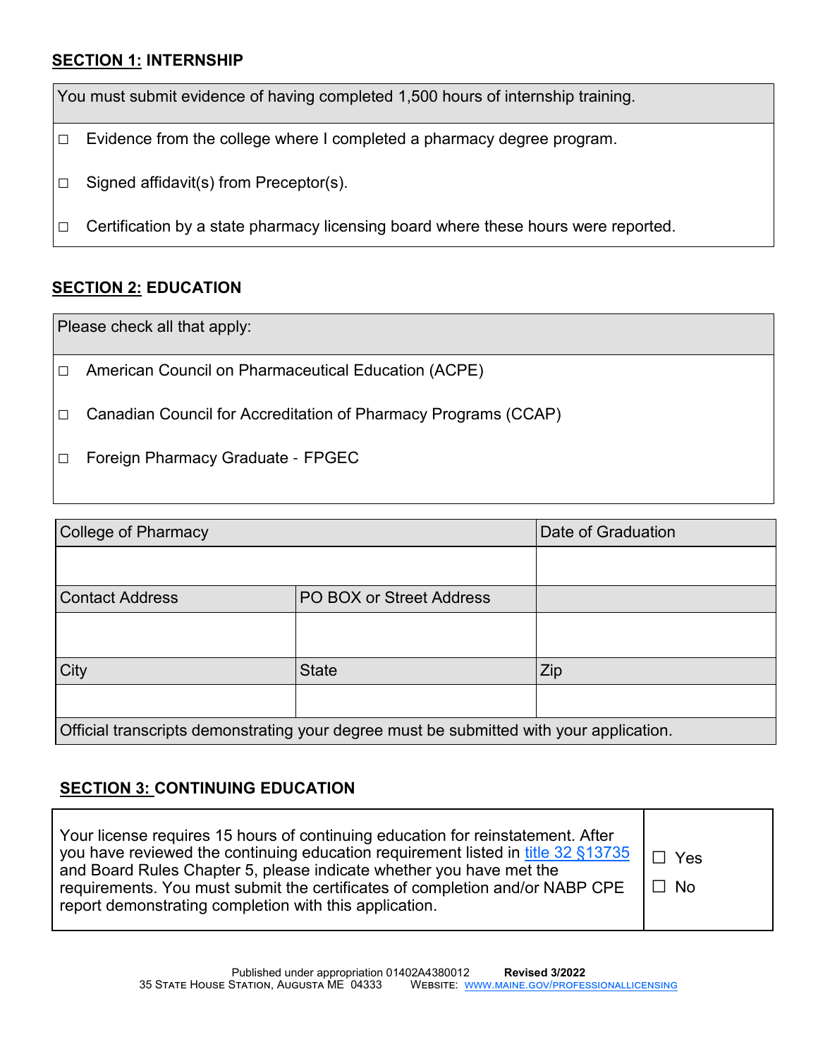## SECTION 1: INTERNSHIP

| You must submit evidence of having completed 1,500 hours of internship training. |
|---|
| ☐ Evidence from the college where I completed a pharmacy degree program. |
| ☐ Signed affidavit(s) from Preceptor(s). |
| ☐ Certification by a state pharmacy licensing board where these hours were reported. |

## SECTION 2: EDUCATION

| Please check all that apply: |
|---|
| ☐ American Council on Pharmaceutical Education (ACPE) |
| ☐ Canadian Council for Accreditation of Pharmacy Programs (CCAP) |
| ☐ Foreign Pharmacy Graduate - FPGEC |

| College of Pharmacy | | Date of Graduation |
|---|---|---|
| | | |
| Contact Address | PO BOX or Street Address | |
| | | |
| City | State | Zip |
| | | |
| Official transcripts demonstrating your degree must be submitted with your application. | | |

## SECTION 3: CONTINUING EDUCATION

| Your license requires 15 hours of continuing education for reinstatement. After you have reviewed the continuing education requirement listed in title 32 §13735 and Board Rules Chapter 5, please indicate whether you have met the requirements. You must submit the certificates of completion and/or NABP CPE report demonstrating completion with this application. | ☐ Yes ☐ No |
|---|---|

Published under appropriation 01402A4380012 **Revised 3/2022**
35 State House Station, Augusta ME 04333 Website: www.maine.gov/professionallicensing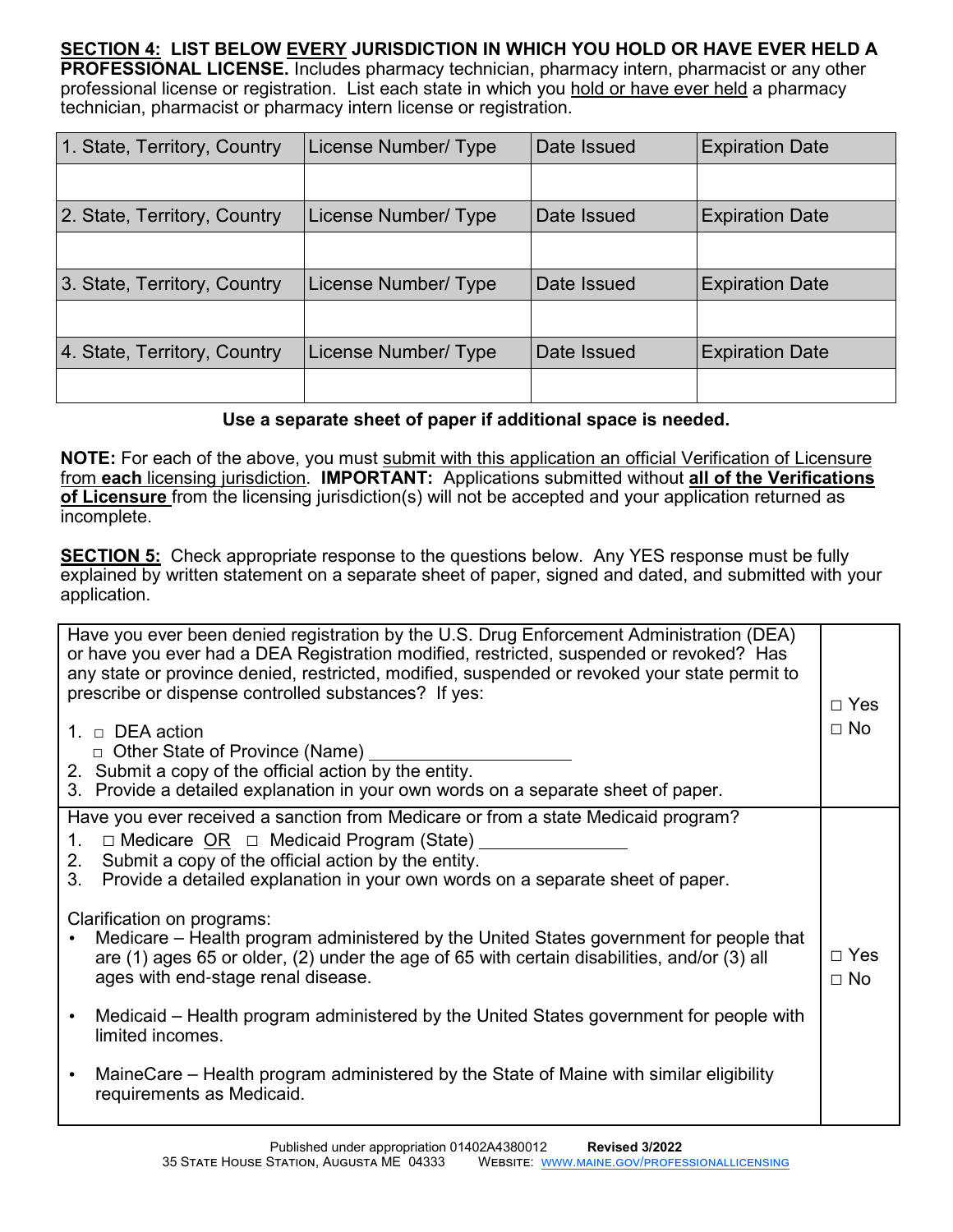**SECTION 4: LIST BELOW EVERY JURISDICTION IN WHICH YOU HOLD OR HAVE EVER HELD A PROFESSIONAL LICENSE.** Includes pharmacy technician, pharmacy intern, pharmacist or any other professional license or registration. List each state in which you hold or have ever held a pharmacy technician, pharmacist or pharmacy intern license or registration.

| 1. State, Territory, Country | License Number/ Type | Date Issued | Expiration Date |
|---|---|---|---|
| | | | |
| **2. State, Territory, Country** | **License Number/ Type** | **Date Issued** | **Expiration Date** |
| | | | |
| **3. State, Territory, Country** | **License Number/ Type** | **Date Issued** | **Expiration Date** |
| | | | |
| **4. State, Territory, Country** | **License Number/ Type** | **Date Issued** | **Expiration Date** |
| | | | |

**Use a separate sheet of paper if additional space is needed.**

**NOTE:** For each of the above, you must submit with this application an official Verification of Licensure from **each** licensing jurisdiction. **IMPORTANT:** Applications submitted without **all of the Verifications of Licensure** from the licensing jurisdiction(s) will not be accepted and your application returned as incomplete.

**SECTION 5:** Check appropriate response to the questions below. Any YES response must be fully explained by written statement on a separate sheet of paper, signed and dated, and submitted with your application.

| Question | Response |
|---|---|
| Have you ever been denied registration by the U.S. Drug Enforcement Administration (DEA) or have you ever had a DEA Registration modified, restricted, suspended or revoked? Has any state or province denied, restricted, modified, suspended or revoked your state permit to prescribe or dispense controlled substances? If yes:<br>1. □ DEA action<br>□ Other State of Province (Name) ____________________<br>2. Submit a copy of the official action by the entity.<br>3. Provide a detailed explanation in your own words on a separate sheet of paper. | □ Yes<br>□ No |
| Have you ever received a sanction from Medicare or from a state Medicaid program?<br>1. □ Medicare OR □ Medicaid Program (State) _______________<br>2. Submit a copy of the official action by the entity.<br>3. Provide a detailed explanation in your own words on a separate sheet of paper.<br><br>Clarification on programs:<br>• Medicare – Health program administered by the United States government for people that are (1) ages 65 or older, (2) under the age of 65 with certain disabilities, and/or (3) all ages with end-stage renal disease.<br>• Medicaid – Health program administered by the United States government for people with limited incomes.<br>• MaineCare – Health program administered by the State of Maine with similar eligibility requirements as Medicaid. | □ Yes<br>□ No |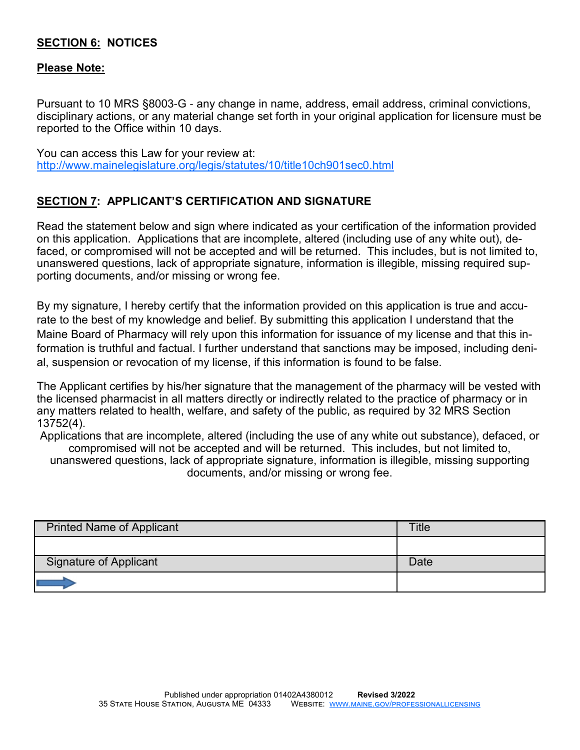## **SECTION 6:** NOTICES

**Please Note:**

Pursuant to 10 MRS §8003-G - any change in name, address, email address, criminal convictions, disciplinary actions, or any material change set forth in your original application for licensure must be reported to the Office within 10 days.

You can access this Law for your review at:
http://www.mainelegislature.org/legis/statutes/10/title10ch901sec0.html

## **SECTION 7:** APPLICANT'S CERTIFICATION AND SIGNATURE

Read the statement below and sign where indicated as your certification of the information provided on this application. Applications that are incomplete, altered (including use of any white out), defaced, or compromised will not be accepted and will be returned. This includes, but is not limited to, unanswered questions, lack of appropriate signature, information is illegible, missing required supporting documents, and/or missing or wrong fee.

By my signature, I hereby certify that the information provided on this application is true and accurate to the best of my knowledge and belief. By submitting this application I understand that the Maine Board of Pharmacy will rely upon this information for issuance of my license and that this information is truthful and factual. I further understand that sanctions may be imposed, including denial, suspension or revocation of my license, if this information is found to be false.

The Applicant certifies by his/her signature that the management of the pharmacy will be vested with the licensed pharmacist in all matters directly or indirectly related to the practice of pharmacy or in any matters related to health, welfare, and safety of the public, as required by 32 MRS Section 13752(4).

Applications that are incomplete, altered (including the use of any white out substance), defaced, or compromised will not be accepted and will be returned. This includes, but not limited to, unanswered questions, lack of appropriate signature, information is illegible, missing supporting documents, and/or missing or wrong fee.

| Printed Name of Applicant | Title |
|---|---|
| | |
| **Signature of Applicant** | **Date** |
| ➡ | |

Published under appropriation 01402A4380012 **Revised 3/2022**
35 State House Station, Augusta ME 04333 Website: www.maine.gov/professionallicensing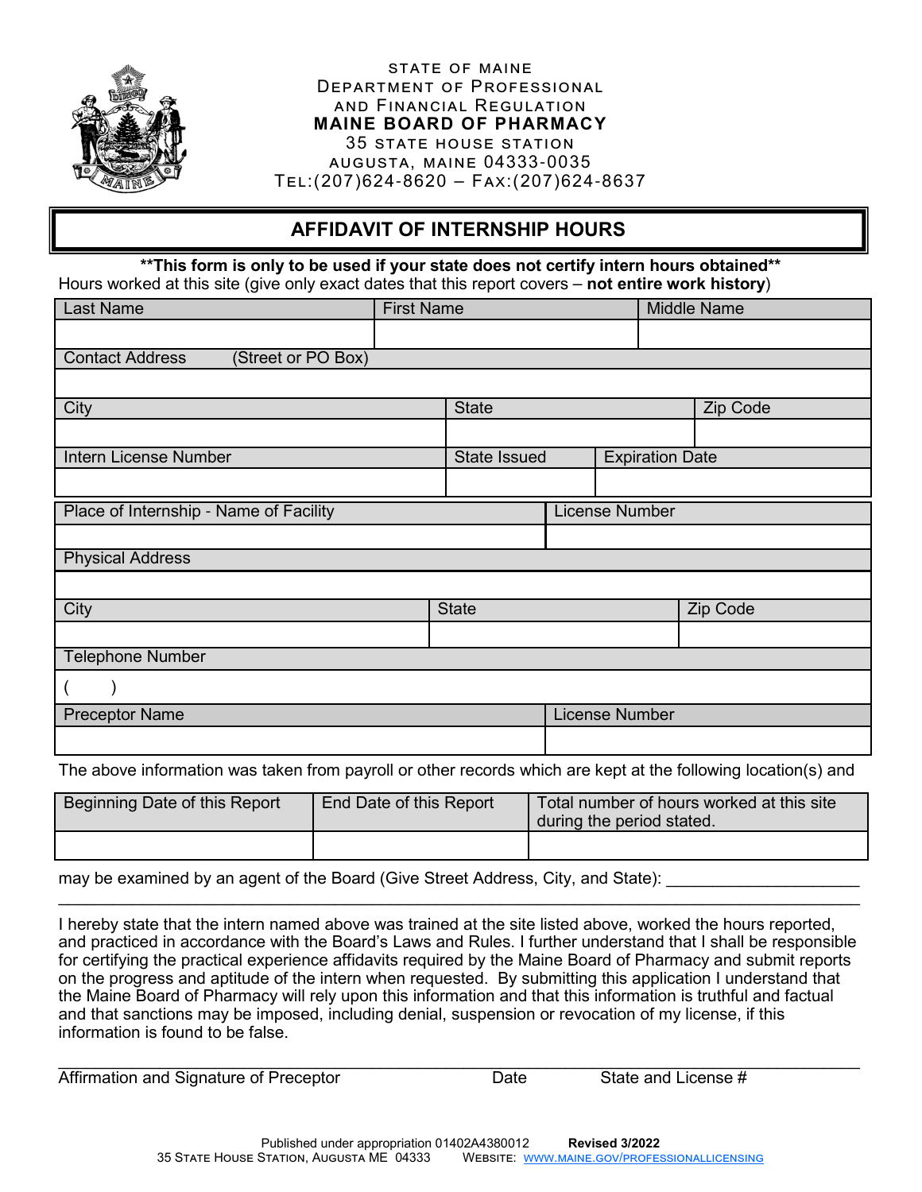STATE OF MAINE
DEPARTMENT OF PROFESSIONAL
AND FINANCIAL REGULATION
**MAINE BOARD OF PHARMACY**
35 STATE HOUSE STATION
AUGUSTA, MAINE 04333-0035
TEL:(207)624-8620 – FAX:(207)624-8637

# AFFIDAVIT OF INTERNSHIP HOURS

****This form is only to be used if your state does not certify intern hours obtained****

Hours worked at this site (give only exact dates that this report covers – **not entire work history**)

| Last Name | First Name | Middle Name |
|---|---|---|
| | | |

| Contact Address (Street or PO Box) |
|---|
| |

| City | State | Zip Code |
|---|---|---|
| | | |

| Intern License Number | State Issued | Expiration Date |
|---|---|---|
| | | |

| Place of Internship - Name of Facility | License Number |
|---|---|
| | |

| Physical Address |
|---|
| |

| City | State | Zip Code |
|---|---|---|
| | | |

| Telephone Number |
|---|
| (       ) |

| Preceptor Name | License Number |
|---|---|
| | |

The above information was taken from payroll or other records which are kept at the following location(s) and

| Beginning Date of this Report | End Date of this Report | Total number of hours worked at this site during the period stated. |
|---|---|---|
| | | |

may be examined by an agent of the Board (Give Street Address, City, and State): ____________________

______________________________________________________________________________

I hereby state that the intern named above was trained at the site listed above, worked the hours reported, and practiced in accordance with the Board's Laws and Rules. I further understand that I shall be responsible for certifying the practical experience affidavits required by the Maine Board of Pharmacy and submit reports on the progress and aptitude of the intern when requested. By submitting this application I understand that the Maine Board of Pharmacy will rely upon this information and that this information is truthful and factual and that sanctions may be imposed, including denial, suspension or revocation of my license, if this information is found to be false.

______________________________________________________________________________

Affirmation and Signature of Preceptor          Date          State and License #

Published under appropriation 01402A4380012     **Revised 3/2022**
35 STATE HOUSE STATION, AUGUSTA ME 04333     WEBSITE: WWW.MAINE.GOV/PROFESSIONALLICENSING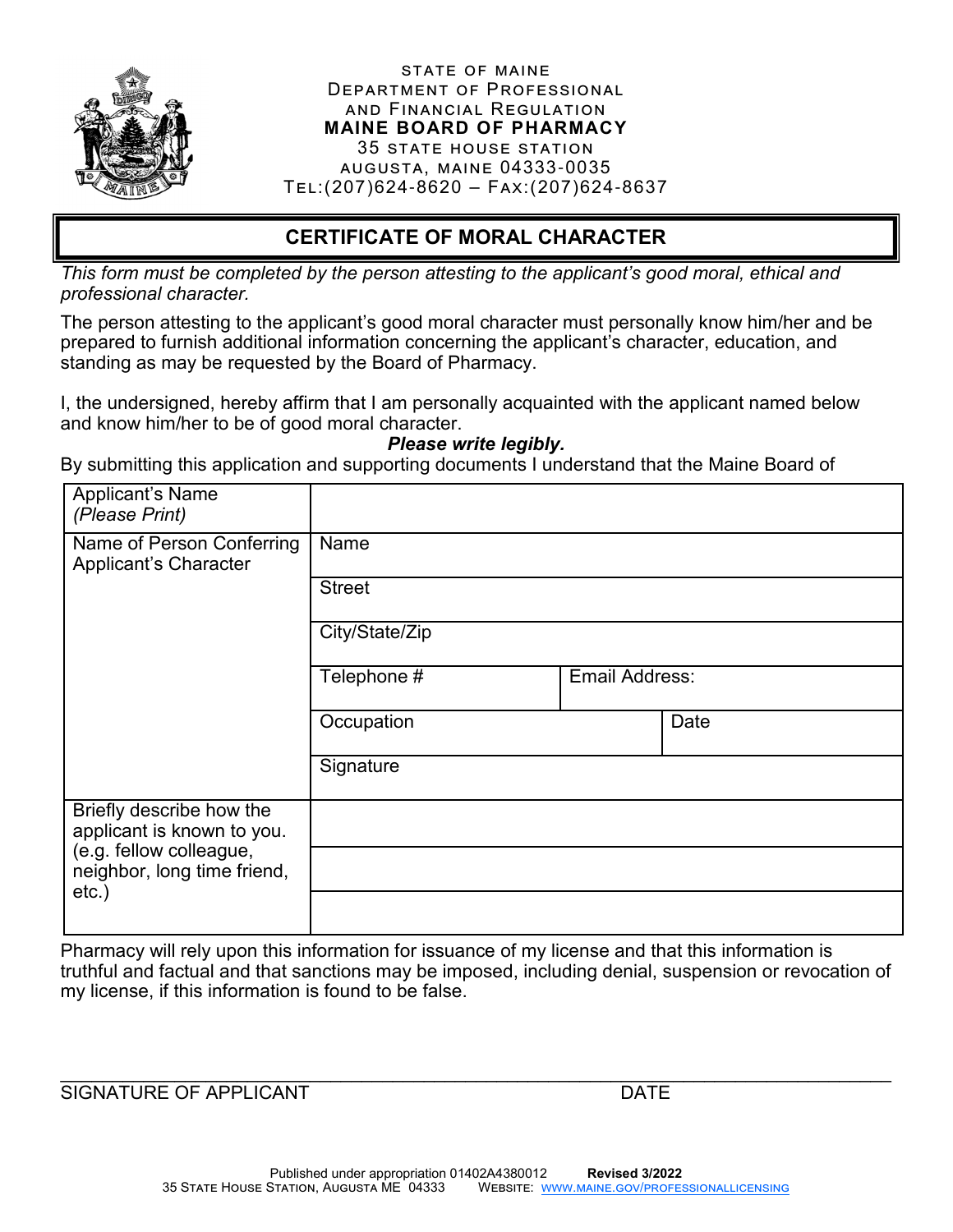STATE OF MAINE
DEPARTMENT OF PROFESSIONAL
AND FINANCIAL REGULATION
**MAINE BOARD OF PHARMACY**
35 STATE HOUSE STATION
AUGUSTA, MAINE 04333-0035
TEL:(207)624-8620 – FAX:(207)624-8637

## CERTIFICATE OF MORAL CHARACTER

*This form must be completed by the person attesting to the applicant's good moral, ethical and professional character.*

The person attesting to the applicant's good moral character must personally know him/her and be prepared to furnish additional information concerning the applicant's character, education, and standing as may be requested by the Board of Pharmacy.

I, the undersigned, hereby affirm that I am personally acquainted with the applicant named below and know him/her to be of good moral character.

***Please write legibly.***

By submitting this application and supporting documents I understand that the Maine Board of Pharmacy will rely upon this information for issuance of my license and that this information is truthful and factual and that sanctions may be imposed, including denial, suspension or revocation of my license, if this information is found to be false.

| | | |
|---|---|---|
| Applicant's Name *(Please Print)* | | |
| Name of Person Conferring Applicant's Character | Name | |
| | Street | |
| | City/State/Zip | |
| | Telephone # | Email Address: |
| | Occupation | Date |
| | Signature | |
| Briefly describe how the applicant is known to you. (e.g. fellow colleague, neighbor, long time friend, etc.) | | |
| | | |
| | | |

_______________________________________________
SIGNATURE OF APPLICANT DATE

Published under appropriation 01402A4380012 **Revised 3/2022**
35 STATE HOUSE STATION, AUGUSTA ME 04333 WEBSITE: WWW.MAINE.GOV/PROFESSIONALLICENSING